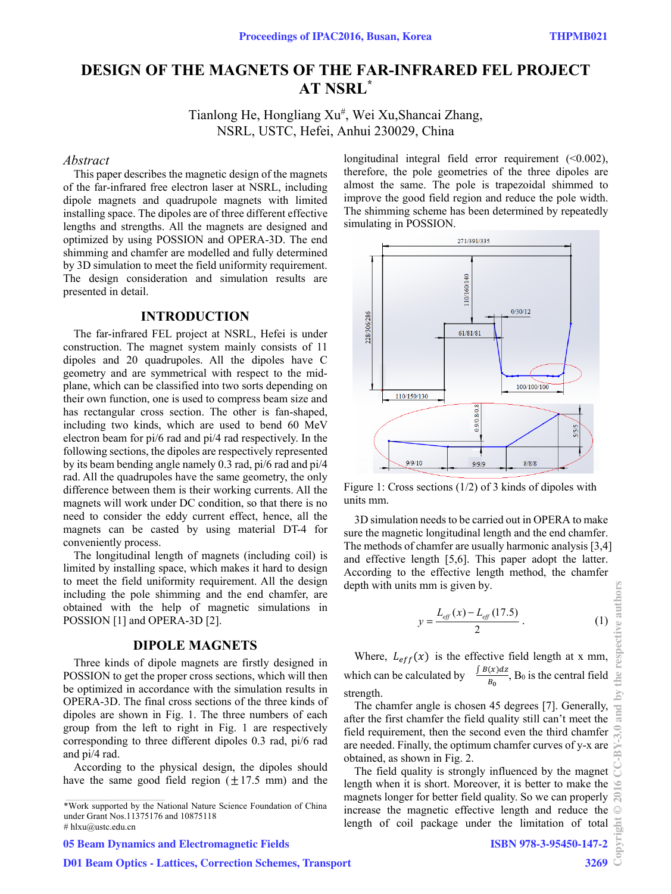# DESIGN OF THE MAGNETS OF THE FAR-INFRARED FEL PROJECT AT NSRL*

Tianlong He, Hongliang Xu#, Wei Xu, Shancai Zhang,
NSRL, USTC, Hefei, Anhui 230029, China

## *Abstract*

This paper describes the magnetic design of the magnets of the far-infrared free electron laser at NSRL, including dipole magnets and quadrupole magnets with limited installing space. The dipoles are of three different effective lengths and strengths. All the magnets are designed and optimized by using POSSION and OPERA-3D. The end shimming and chamfer are modelled and fully determined by 3D simulation to meet the field uniformity requirement. The design consideration and simulation results are presented in detail.

## INTRODUCTION

The far-infrared FEL project at NSRL, Hefei is under construction. The magnet system mainly consists of 11 dipoles and 20 quadrupoles. All the dipoles have C geometry and are symmetrical with respect to the mid-plane, which can be classified into two sorts depending on their own function, one is used to compress beam size and has rectangular cross section. The other is fan-shaped, including two kinds, which are used to bend 60 MeV electron beam for pi/6 rad and pi/4 rad respectively. In the following sections, the dipoles are respectively represented by its beam bending angle namely 0.3 rad, pi/6 rad and pi/4 rad. All the quadrupoles have the same geometry, the only difference between them is their working currents. All the magnets will work under DC condition, so that there is no need to consider the eddy current effect, hence, all the magnets can be casted by using material DT-4 for conveniently process.

The longitudinal length of magnets (including coil) is limited by installing space, which makes it hard to design to meet the field uniformity requirement. All the design including the pole shimming and the end chamfer, are obtained with the help of magnetic simulations in POSSION [1] and OPERA-3D [2].

## DIPOLE MAGNETS

Three kinds of dipole magnets are firstly designed in POSSION to get the proper cross sections, which will then be optimized in accordance with the simulation results in OPERA-3D. The final cross sections of the three kinds of dipoles are shown in Fig. 1. The three numbers of each group from the left to right in Fig. 1 are respectively corresponding to three different dipoles 0.3 rad, pi/6 rad and pi/4 rad.

According to the physical design, the dipoles should have the same good field region (±17.5 mm) and the longitudinal integral field error requirement (<0.002), therefore, the pole geometries of the three dipoles are almost the same. The pole is trapezoidal shimmed to improve the good field region and reduce the pole width. The shimming scheme has been determined by repeatedly simulating in POSSION.

Figure 1: Cross sections (1/2) of 3 kinds of dipoles with units mm.

3D simulation needs to be carried out in OPERA to make sure the magnetic longitudinal length and the end chamfer. The methods of chamfer are usually harmonic analysis [3,4] and effective length [5,6]. This paper adopt the latter. According to the effective length method, the chamfer depth with units mm is given by.

$$y = \frac{L_{eff}(x) - L_{eff}(17.5)}{2} . \qquad (1)$$

Where, $L_{eff}(x)$ is the effective field length at x mm, which can be calculated by $\frac{\int B(x)dz}{B_0}$, $B_0$ is the central field strength.

The chamfer angle is chosen 45 degrees [7]. Generally, after the first chamfer the field quality still can't meet the field requirement, then the second even the third chamfer are needed. Finally, the optimum chamfer curves of y-x are obtained, as shown in Fig. 2.

The field quality is strongly influenced by the magnet length when it is short. Moreover, it is better to make the magnets longer for better field quality. So we can properly increase the magnetic effective length and reduce the length of coil package under the limitation of total

*Work supported by the National Nature Science Foundation of China under Grant Nos.11375176 and 10875118
# hlxu@ustc.edu.cn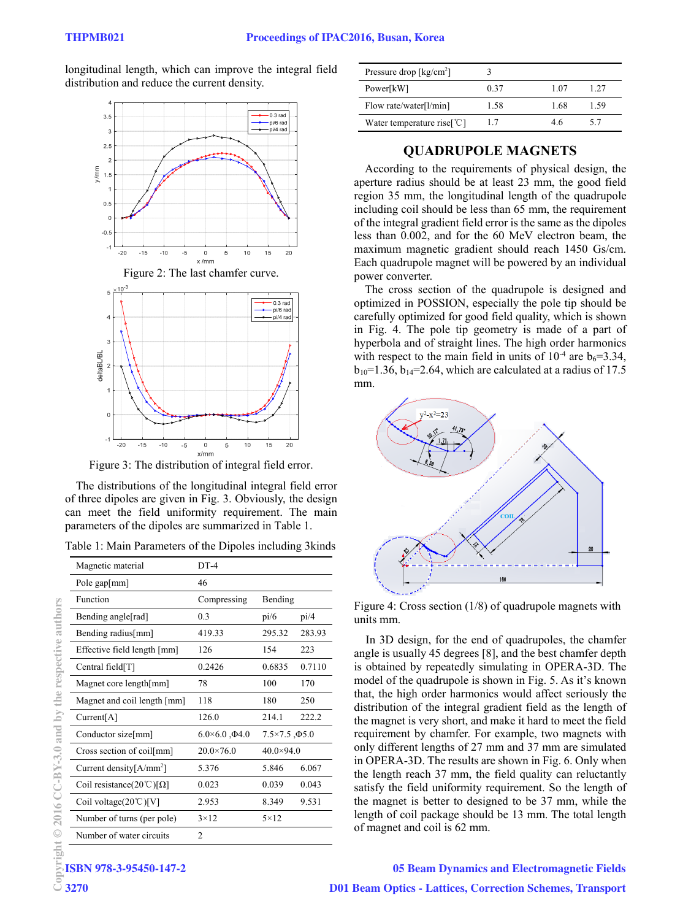longitudinal length, which can improve the integral field distribution and reduce the current density.

Figure 2: The last chamfer curve.

Figure 3: The distribution of integral field error.

The distributions of the longitudinal integral field error of three dipoles are given in Fig. 3. Obviously, the design can meet the field uniformity requirement. The main parameters of the dipoles are summarized in Table 1.

Table 1: Main Parameters of the Dipoles including 3kinds

| | | | |
|---|---|---|---|
| Magnetic material | DT-4 | | |
| Pole gap[mm] | 46 | | |
| Function | Compressing | Bending | |
| Bending angle[rad] | 0.3 | pi/6 | pi/4 |
| Bending radius[mm] | 419.33 | 295.32 | 283.93 |
| Effective field length [mm] | 126 | 154 | 223 |
| Central field[T] | 0.2426 | 0.6835 | 0.7110 |
| Magnet core length[mm] | 78 | 100 | 170 |
| Magnet and coil length [mm] | 118 | 180 | 250 |
| Current[A] | 126.0 | 214.1 | 222.2 |
| Conductor size[mm] | 6.0×6.0 ,Φ4.0 | 7.5×7.5 ,Φ5.0 | |
| Cross section of coil[mm] | 20.0×76.0 | 40.0×94.0 | |
| Current density[A/mm$^2$] | 5.376 | 5.846 | 6.067 |
| Coil resistance(20℃)[Ω] | 0.023 | 0.039 | 0.043 |
| Coil voltage(20℃)[V] | 2.953 | 8.349 | 9.531 |
| Number of turns (per pole) | 3×12 | 5×12 | |
| Number of water circuits | 2 | | |
| Pressure drop [kg/cm$^2$] | 3 | | |
| Power[kW] | 0.37 | 1.07 | 1.27 |
| Flow rate/water[l/min] | 1.58 | 1.68 | 1.59 |
| Water temperature rise[℃] | 1.7 | 4.6 | 5.7 |

## QUADRUPOLE MAGNETS

According to the requirements of physical design, the aperture radius should be at least 23 mm, the good field region 35 mm, the longitudinal length of the quadrupole including coil should be less than 65 mm, the requirement of the integral gradient field error is the same as the dipoles less than 0.002, and for the 60 MeV electron beam, the maximum magnetic gradient should reach 1450 Gs/cm. Each quadrupole magnet will be powered by an individual power converter.

The cross section of the quadrupole is designed and optimized in POSSION, especially the pole tip should be carefully optimized for good field quality, which is shown in Fig. 4. The pole tip geometry is made of a part of hyperbola and of straight lines. The high order harmonics with respect to the main field in units of $10^{-4}$ are $b_6$=3.34, $b_{10}$=1.36, $b_{14}$=2.64, which are calculated at a radius of 17.5 mm.

Figure 4: Cross section (1/8) of quadrupole magnets with units mm.

In 3D design, for the end of quadrupoles, the chamfer angle is usually 45 degrees [8], and the best chamfer depth is obtained by repeatedly simulating in OPERA-3D. The model of the quadrupole is shown in Fig. 5. As it's known that, the high order harmonics would affect seriously the distribution of the integral gradient field as the length of the magnet is very short, and make it hard to meet the field requirement by chamfer. For example, two magnets with only different lengths of 27 mm and 37 mm are simulated in OPERA-3D. The results are shown in Fig. 6. Only when the length reach 37 mm, the field quality can reluctantly satisfy the field uniformity requirement. So the length of the magnet is better to designed to be 37 mm, while the length of coil package should be 13 mm. The total length of magnet and coil is 62 mm.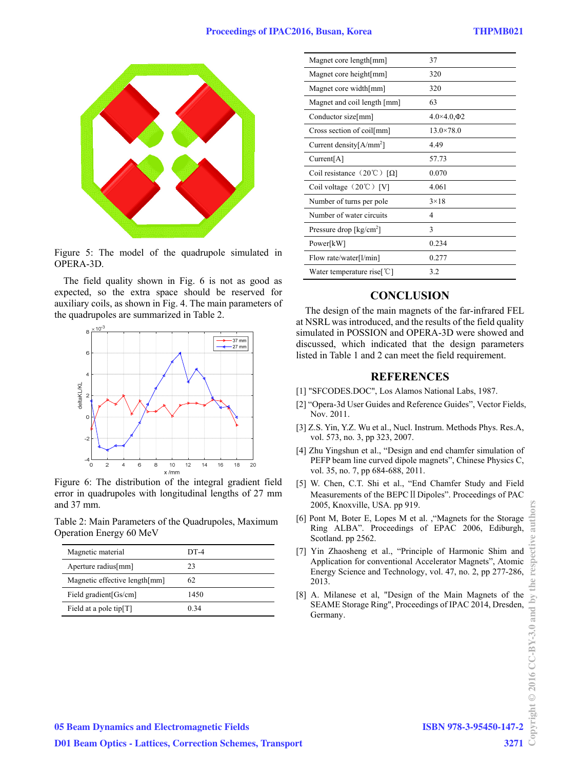Figure 5: The model of the quadrupole simulated in OPERA-3D.

The field quality shown in Fig. 6 is not as good as expected, so the extra space should be reserved for auxiliary coils, as shown in Fig. 4. The main parameters of the quadrupoles are summarized in Table 2.

$\times 10^{-3}$
8
6
4
2
0
-2
-4
deltaKL/KL
0 2 4 6 8 10 12 14 16 18 20
x /mm
37 mm
27 mm

Figure 6: The distribution of the integral gradient field error in quadrupoles with longitudinal lengths of 27 mm and 37 mm.

Table 2: Main Parameters of the Quadrupoles, Maximum Operation Energy 60 MeV

| | |
|---|---|
| Magnetic material | DT-4 |
| Aperture radius[mm] | 23 |
| Magnetic effective length[mm] | 62 |
| Field gradient[Gs/cm] | 1450 |
| Field at a pole tip[T] | 0.34 |
| Magnet core length[mm] | 37 |
| Magnet core height[mm] | 320 |
| Magnet core width[mm] | 320 |
| Magnet and coil length [mm] | 63 |
| Conductor size[mm] | 4.0×4.0,Φ2 |
| Cross section of coil[mm] | 13.0×78.0 |
| Current density[A/mm$^2$] | 4.49 |
| Current[A] | 57.73 |
| Coil resistance（20℃）[Ω] | 0.070 |
| Coil voltage（20℃）[V] | 4.061 |
| Number of turns per pole | 3×18 |
| Number of water circuits | 4 |
| Pressure drop [kg/cm$^2$] | 3 |
| Power[kW] | 0.234 |
| Flow rate/water[l/min] | 0.277 |
| Water temperature rise[℃] | 3.2 |

## CONCLUSION

The design of the main magnets of the far-infrared FEL at NSRL was introduced, and the results of the field quality simulated in POSSION and OPERA-3D were showed and discussed, which indicated that the design parameters listed in Table 1 and 2 can meet the field requirement.

## REFERENCES

[1] "SFCODES.DOC", Los Alamos National Labs, 1987.

[2] “Opera-3d User Guides and Reference Guides”, Vector Fields, Nov. 2011.

[3] Z.S. Yin, Y.Z. Wu et al., Nucl. Instrum. Methods Phys. Res.A, vol. 573, no. 3, pp 323, 2007.

[4] Zhu Yingshun et al., “Design and end chamfer simulation of PEFP beam line curved dipole magnets”, Chinese Physics C, vol. 35, no. 7, pp 684-688, 2011.

[5] W. Chen, C.T. Shi et al., “End Chamfer Study and Field Measurements of the BEPCⅡDipoles”. Proceedings of PAC 2005, Knoxville, USA. pp 919.

[6] Pont M, Boter E, Lopes M et al. ,“Magnets for the Storage Ring ALBA”. Proceedings of EPAC 2006, Ediburgh, Scotland. pp 2562.

[7] Yin Zhaosheng et al., “Principle of Harmonic Shim and Application for conventional Accelerator Magnets”, Atomic Energy Science and Technology, vol. 47, no. 2, pp 277-286, 2013.

[8] A. Milanese et al, "Design of the Main Magnets of the SEAME Storage Ring", Proceedings of IPAC 2014, Dresden, Germany.